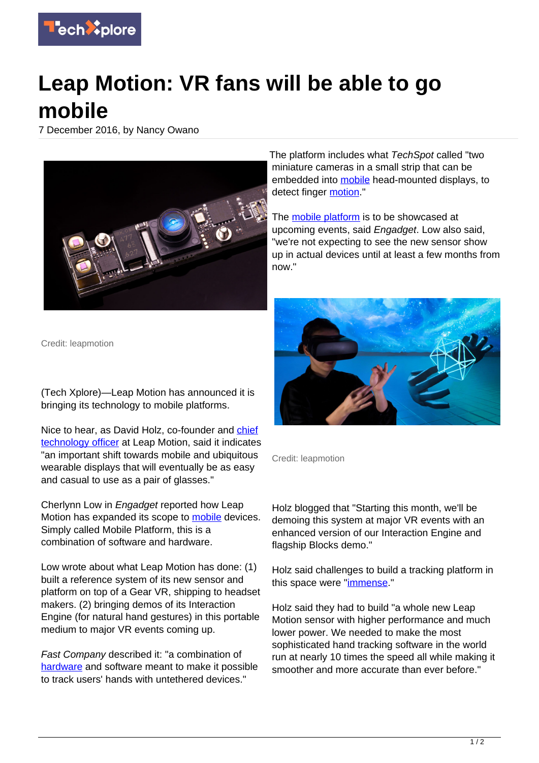# Leap Motion: VR fans will be able to go mobile

7 December 2016, by Nancy Owano

Credit: leapmotion

(Tech Xplore)—Leap Motion has announced it is bringing its technology to mobile platforms.

Nice to hear, as David Holz, co-founder and chief technology officer at Leap Motion, said it indicates "an important shift towards mobile and ubiquitous wearable displays that will eventually be as easy and casual to use as a pair of glasses."

Cherlynn Low in *Engadget* reported how Leap Motion has expanded its scope to mobile devices. Simply called Mobile Platform, this is a combination of software and hardware.

Low wrote about what Leap Motion has done: (1) built a reference system of its new sensor and platform on top of a Gear VR, shipping to headset makers. (2) bringing demos of its Interaction Engine (for natural hand gestures) in this portable medium to major VR events coming up.

*Fast Company* described it: "a combination of hardware and software meant to make it possible to track users' hands with untethered devices."

The platform includes what *TechSpot* called "two miniature cameras in a small strip that can be embedded into mobile head-mounted displays, to detect finger motion."

The mobile platform is to be showcased at upcoming events, said *Engadget*. Low also said, "we're not expecting to see the new sensor show up in actual devices until at least a few months from now."

Credit: leapmotion

Holz blogged that "Starting this month, we'll be demoing this system at major VR events with an enhanced version of our Interaction Engine and flagship Blocks demo."

Holz said challenges to build a tracking platform in this space were "immense."

Holz said they had to build "a whole new Leap Motion sensor with higher performance and much lower power. We needed to make the most sophisticated hand tracking software in the world run at nearly 10 times the speed all while making it smoother and more accurate than ever before."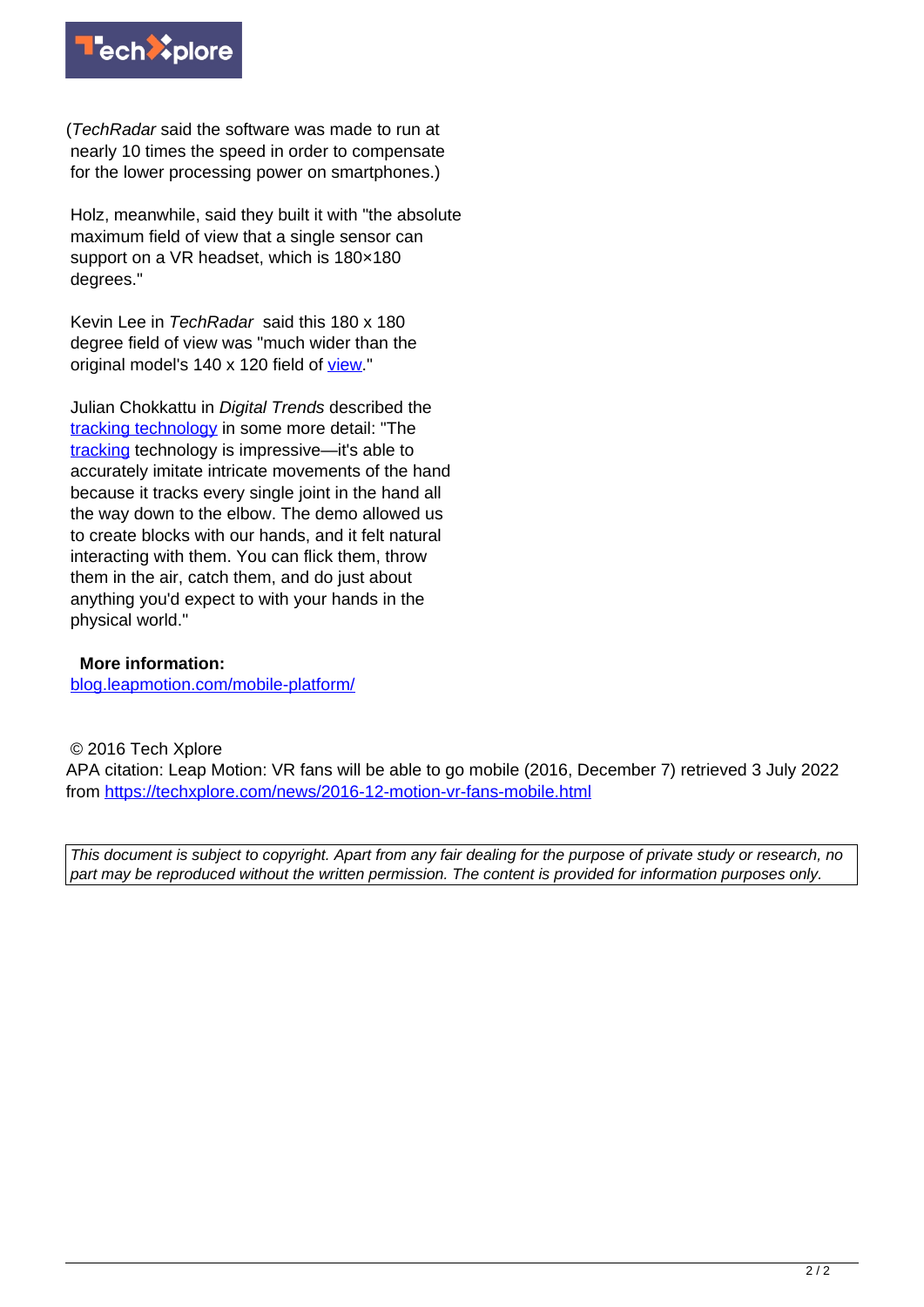(*TechRadar* said the software was made to run at nearly 10 times the speed in order to compensate for the lower processing power on smartphones.)

Holz, meanwhile, said they built it with "the absolute maximum field of view that a single sensor can support on a VR headset, which is 180×180 degrees."

Kevin Lee in *TechRadar* said this 180 x 180 degree field of view was "much wider than the original model's 140 x 120 field of view."

Julian Chokkattu in *Digital Trends* described the tracking technology in some more detail: "The tracking technology is impressive—it's able to accurately imitate intricate movements of the hand because it tracks every single joint in the hand all the way down to the elbow. The demo allowed us to create blocks with our hands, and it felt natural interacting with them. You can flick them, throw them in the air, catch them, and do just about anything you'd expect to with your hands in the physical world."

**More information:**
blog.leapmotion.com/mobile-platform/

© 2016 Tech Xplore

APA citation: Leap Motion: VR fans will be able to go mobile (2016, December 7) retrieved 3 July 2022 from https://techxplore.com/news/2016-12-motion-vr-fans-mobile.html

*This document is subject to copyright. Apart from any fair dealing for the purpose of private study or research, no part may be reproduced without the written permission. The content is provided for information purposes only.*